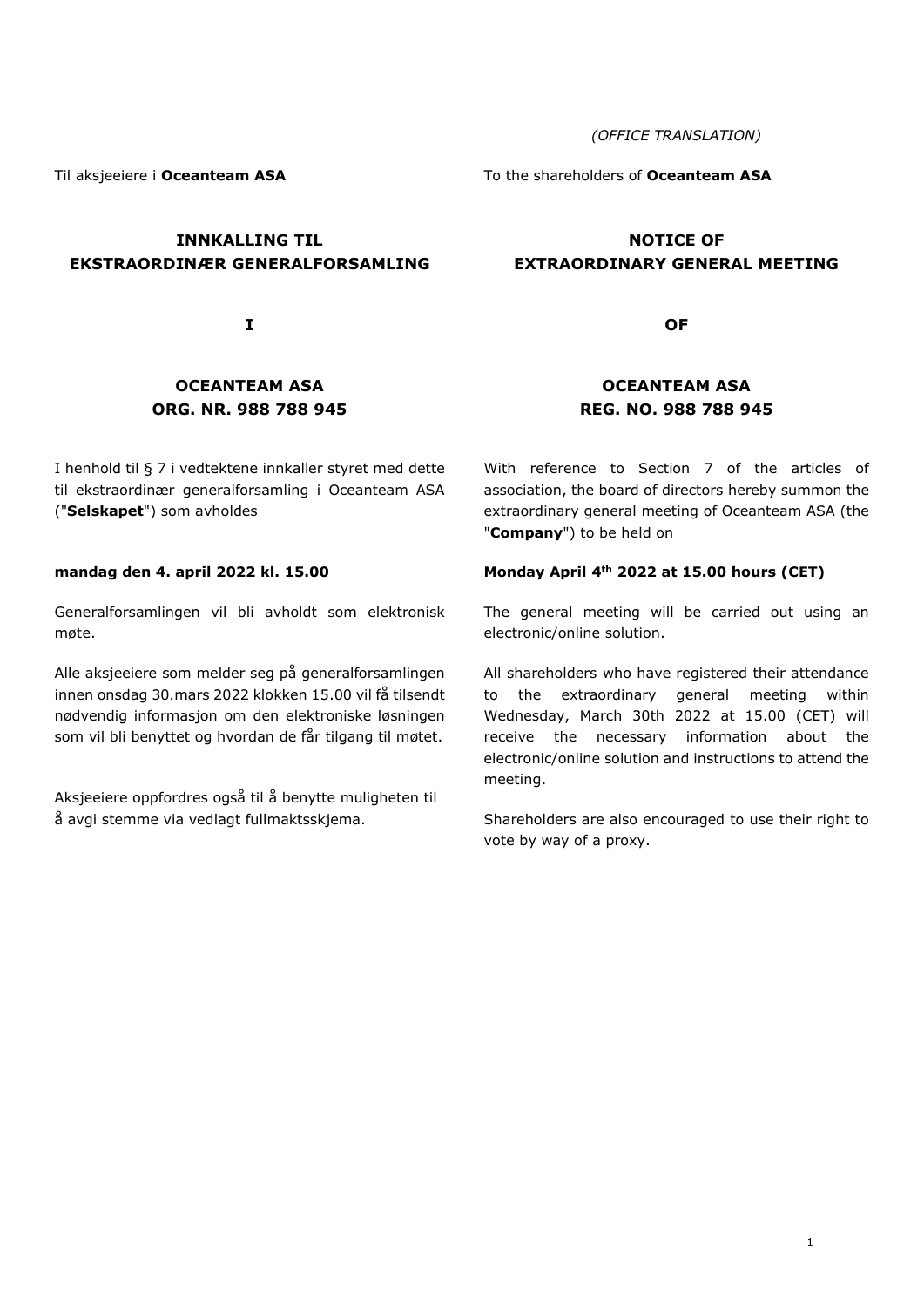*(OFFICE TRANSLATION)*

Til aksjeeiere i **Oceanteam ASA**

# INNKALLING TIL EKSTRAORDINÆR GENERALFORSAMLING

# I

# OCEANTEAM ASA
# ORG. NR. 988 788 945

I henhold til § 7 i vedtektene innkaller styret med dette til ekstraordinær generalforsamling i Oceanteam ASA ("**Selskapet**") som avholdes

**mandag den 4. april 2022 kl. 15.00**

Generalforsamlingen vil bli avholdt som elektronisk møte.

Alle aksjeeiere som melder seg på generalforsamlingen innen onsdag 30.mars 2022 klokken 15.00 vil få tilsendt nødvendig informasjon om den elektroniske løsningen som vil bli benyttet og hvordan de får tilgang til møtet.

Aksjeeiere oppfordres også til å benytte muligheten til å avgi stemme via vedlagt fullmaktsskjema.

---

To the shareholders of **Oceanteam ASA**

# NOTICE OF EXTRAORDINARY GENERAL MEETING

# OF

# OCEANTEAM ASA
# REG. NO. 988 788 945

With reference to Section 7 of the articles of association, the board of directors hereby summon the extraordinary general meeting of Oceanteam ASA (the "**Company**") to be held on

**Monday April 4th 2022 at 15.00 hours (CET)**

The general meeting will be carried out using an electronic/online solution.

All shareholders who have registered their attendance to the extraordinary general meeting within Wednesday, March 30th 2022 at 15.00 (CET) will receive the necessary information about the electronic/online solution and instructions to attend the meeting.

Shareholders are also encouraged to use their right to vote by way of a proxy.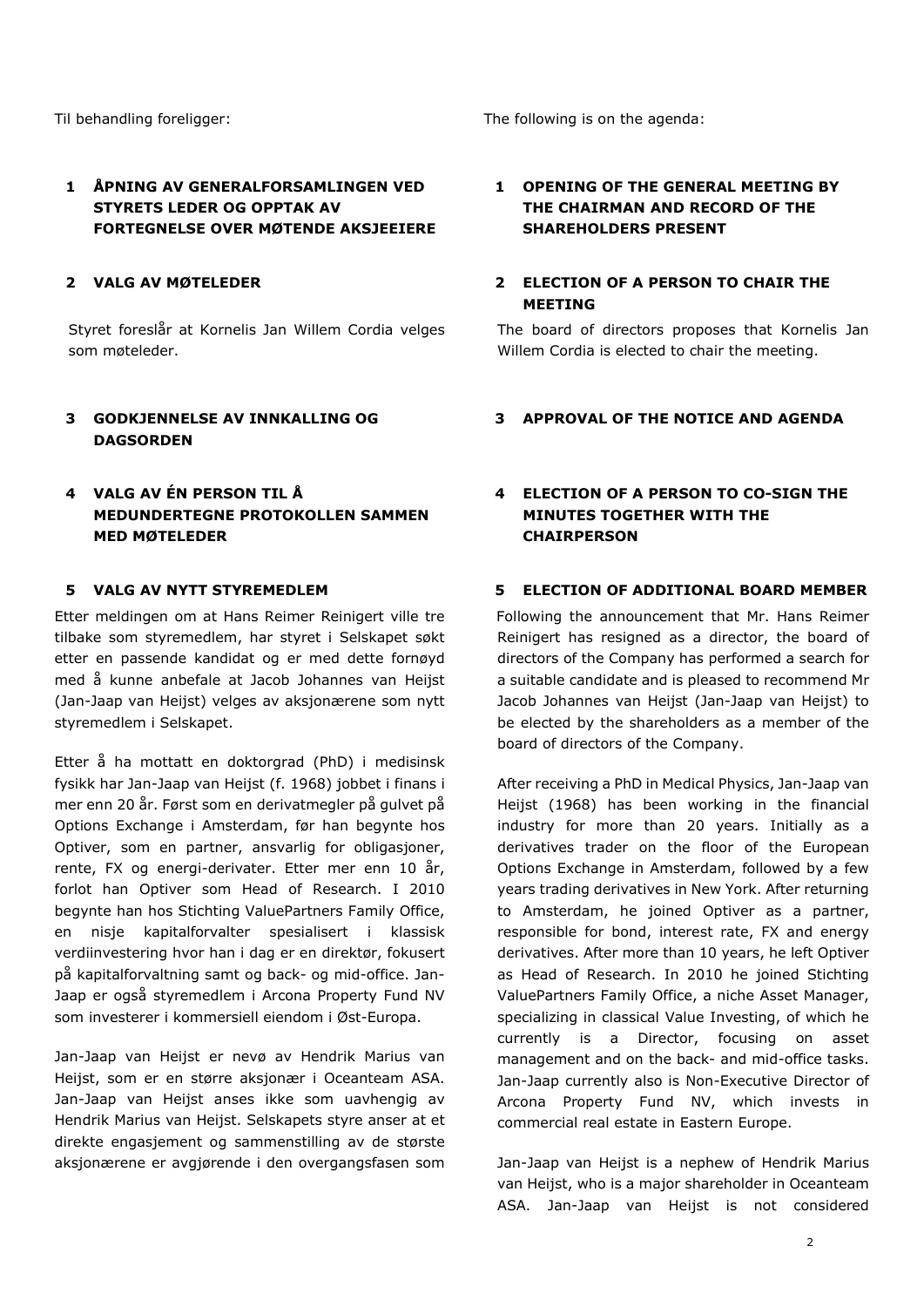Til behandling foreligger:

## 1 ÅPNING AV GENERALFORSAMLINGEN VED STYRETS LEDER OG OPPTAK AV FORTEGNELSE OVER MØTENDE AKSJEEIERE

## 2 VALG AV MØTELEDER

Styret foreslår at Kornelis Jan Willem Cordia velges som møteleder.

## 3 GODKJENNELSE AV INNKALLING OG DAGSORDEN

## 4 VALG AV ÉN PERSON TIL Å MEDUNDERTEGNE PROTOKOLLEN SAMMEN MED MØTELEDER

## 5 VALG AV NYTT STYREMEDLEM

Etter meldingen om at Hans Reimer Reinigert ville tre tilbake som styremedlem, har styret i Selskapet søkt etter en passende kandidat og er med dette fornøyd med å kunne anbefale at Jacob Johannes van Heijst (Jan-Jaap van Heijst) velges av aksjonærene som nytt styremedlem i Selskapet.

Etter å ha mottatt en doktorgrad (PhD) i medisinsk fysikk har Jan-Jaap van Heijst (f. 1968) jobbet i finans i mer enn 20 år. Først som en derivatmegler på gulvet på Options Exchange i Amsterdam, før han begynte hos Optiver, som en partner, ansvarlig for obligasjoner, rente, FX og energi-derivater. Etter mer enn 10 år, forlot han Optiver som Head of Research. I 2010 begynte han hos Stichting ValuePartners Family Office, en nisje kapitalforvalter spesialisert i klassisk verdiinvestering hvor han i dag er en direktør, fokusert på kapitalforvaltning samt og back- og mid-office. Jan-Jaap er også styremedlem i Arcona Property Fund NV som investerer i kommersiell eiendom i Øst-Europa.

Jan-Jaap van Heijst er nevø av Hendrik Marius van Heijst, som er en større aksjonær i Oceanteam ASA. Jan-Jaap van Heijst anses ikke som uavhengig av Hendrik Marius van Heijst. Selskapets styre anser at et direkte engasjement og sammenstilling av de største aksjonærene er avgjørende i den overgangsfasen som

The following is on the agenda:

## 1 OPENING OF THE GENERAL MEETING BY THE CHAIRMAN AND RECORD OF THE SHAREHOLDERS PRESENT

## 2 ELECTION OF A PERSON TO CHAIR THE MEETING

The board of directors proposes that Kornelis Jan Willem Cordia is elected to chair the meeting.

## 3 APPROVAL OF THE NOTICE AND AGENDA

## 4 ELECTION OF A PERSON TO CO-SIGN THE MINUTES TOGETHER WITH THE CHAIRPERSON

## 5 ELECTION OF ADDITIONAL BOARD MEMBER

Following the announcement that Mr. Hans Reimer Reinigert has resigned as a director, the board of directors of the Company has performed a search for a suitable candidate and is pleased to recommend Mr Jacob Johannes van Heijst (Jan-Jaap van Heijst) to be elected by the shareholders as a member of the board of directors of the Company.

After receiving a PhD in Medical Physics, Jan-Jaap van Heijst (1968) has been working in the financial industry for more than 20 years. Initially as a derivatives trader on the floor of the European Options Exchange in Amsterdam, followed by a few years trading derivatives in New York. After returning to Amsterdam, he joined Optiver as a partner, responsible for bond, interest rate, FX and energy derivatives. After more than 10 years, he left Optiver as Head of Research. In 2010 he joined Stichting ValuePartners Family Office, a niche Asset Manager, specializing in classical Value Investing, of which he currently is a Director, focusing on asset management and on the back- and mid-office tasks. Jan-Jaap currently also is Non-Executive Director of Arcona Property Fund NV, which invests in commercial real estate in Eastern Europe.

Jan-Jaap van Heijst is a nephew of Hendrik Marius van Heijst, who is a major shareholder in Oceanteam ASA. Jan-Jaap van Heijst is not considered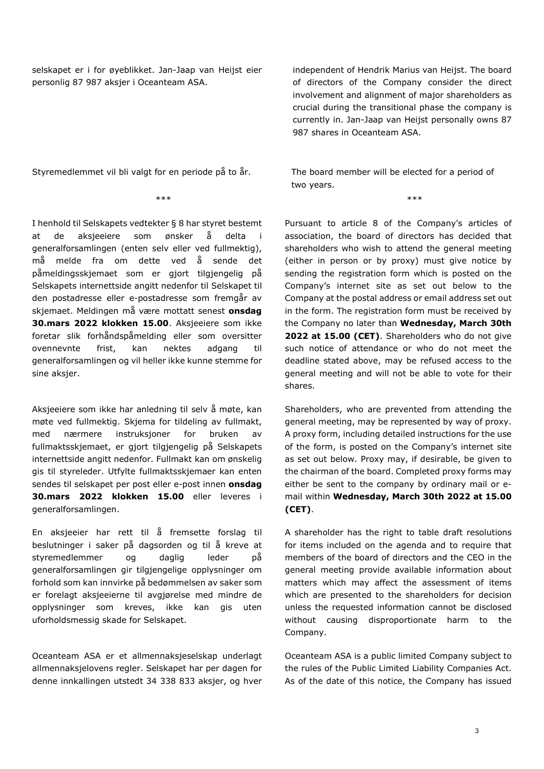selskapet er i for øyeblikket. Jan-Jaap van Heijst eier personlig 87 987 aksjer i Oceanteam ASA.

independent of Hendrik Marius van Heijst. The board of directors of the Company consider the direct involvement and alignment of major shareholders as crucial during the transitional phase the company is currently in. Jan-Jaap van Heijst personally owns 87 987 shares in Oceanteam ASA.

Styremedlemmet vil bli valgt for en periode på to år.

The board member will be elected for a period of two years.

***

I henhold til Selskapets vedtekter § 8 har styret bestemt at de aksjeeiere som ønsker å delta i generalforsamlingen (enten selv eller ved fullmektig), må melde fra om dette ved å sende det påmeldingsskjemaet som er gjort tilgjengelig på Selskapets internettside angitt nedenfor til Selskapet til den postadresse eller e-postadresse som fremgår av skjemaet. Meldingen må være mottatt senest **onsdag 30.mars 2022 klokken 15.00**. Aksjeeiere som ikke foretar slik forhåndspåmelding eller som oversitter ovennevnte frist, kan nektes adgang til generalforsamlingen og vil heller ikke kunne stemme for sine aksjer.

Pursuant to article 8 of the Company's articles of association, the board of directors has decided that shareholders who wish to attend the general meeting (either in person or by proxy) must give notice by sending the registration form which is posted on the Company's internet site as set out below to the Company at the postal address or email address set out in the form. The registration form must be received by the Company no later than **Wednesday, March 30th 2022 at 15.00 (CET)**. Shareholders who do not give such notice of attendance or who do not meet the deadline stated above, may be refused access to the general meeting and will not be able to vote for their shares.

Aksjeeiere som ikke har anledning til selv å møte, kan møte ved fullmektig. Skjema for tildeling av fullmakt, med nærmere instruksjoner for bruken av fullmaktsskjemaet, er gjort tilgjengelig på Selskapets internettside angitt nedenfor. Fullmakt kan om ønskelig gis til styreleder. Utfylte fullmaktsskjemaer kan enten sendes til selskapet per post eller e-post innen **onsdag 30.mars 2022 klokken 15.00** eller leveres i generalforsamlingen.

Shareholders, who are prevented from attending the general meeting, may be represented by way of proxy. A proxy form, including detailed instructions for the use of the form, is posted on the Company's internet site as set out below. Proxy may, if desirable, be given to the chairman of the board. Completed proxy forms may either be sent to the company by ordinary mail or e-mail within **Wednesday, March 30th 2022 at 15.00 (CET)**.

En aksjeeier har rett til å fremsette forslag til beslutninger i saker på dagsorden og til å kreve at styremedlemmer og daglig leder på generalforsamlingen gir tilgjengelige opplysninger om forhold som kan innvirke på bedømmelsen av saker som er forelagt aksjeeierne til avgjørelse med mindre de opplysninger som kreves, ikke kan gis uten uforholdsmessig skade for Selskapet.

A shareholder has the right to table draft resolutions for items included on the agenda and to require that members of the board of directors and the CEO in the general meeting provide available information about matters which may affect the assessment of items which are presented to the shareholders for decision unless the requested information cannot be disclosed without causing disproportionate harm to the Company.

Oceanteam ASA er et allmennaksjeselskap underlagt allmennaksjelovens regler. Selskapet har per dagen for denne innkallingen utstedt 34 338 833 aksjer, og hver

Oceanteam ASA is a public limited Company subject to the rules of the Public Limited Liability Companies Act. As of the date of this notice, the Company has issued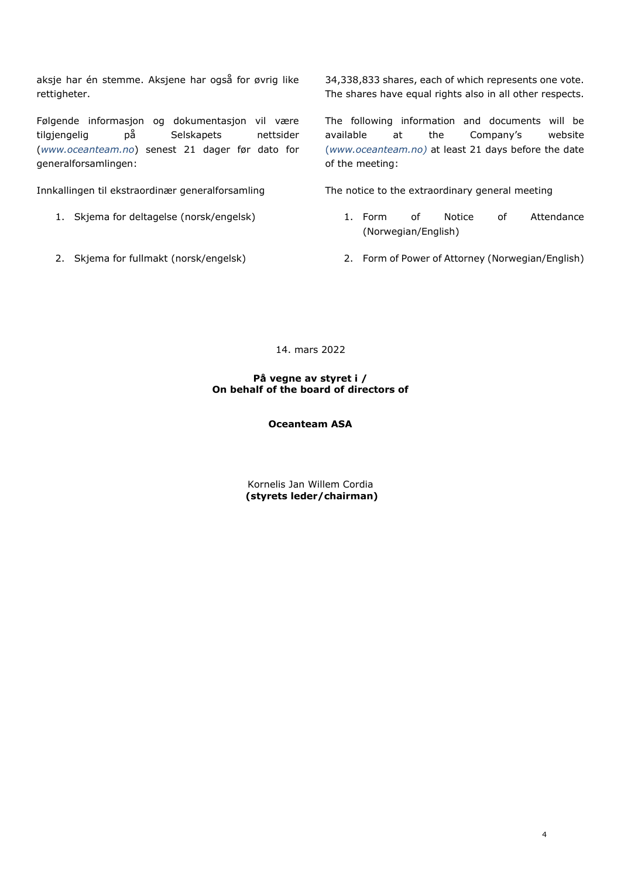aksje har én stemme. Aksjene har også for øvrig like rettigheter.

Følgende informasjon og dokumentasjon vil være tilgjengelig på Selskapets nettsider (*www.oceanteam.no*) senest 21 dager før dato for generalforsamlingen:

Innkallingen til ekstraordinær generalforsamling

1. Skjema for deltagelse (norsk/engelsk)
2. Skjema for fullmakt (norsk/engelsk)

34,338,833 shares, each of which represents one vote. The shares have equal rights also in all other respects.

The following information and documents will be available at the Company's website (*www.oceanteam.no)* at least 21 days before the date of the meeting:

The notice to the extraordinary general meeting

1. Form of Notice of Attendance (Norwegian/English)
2. Form of Power of Attorney (Norwegian/English)

14. mars 2022

**På vegne av styret i /**
**On behalf of the board of directors of**

**Oceanteam ASA**

Kornelis Jan Willem Cordia
**(styrets leder/chairman)**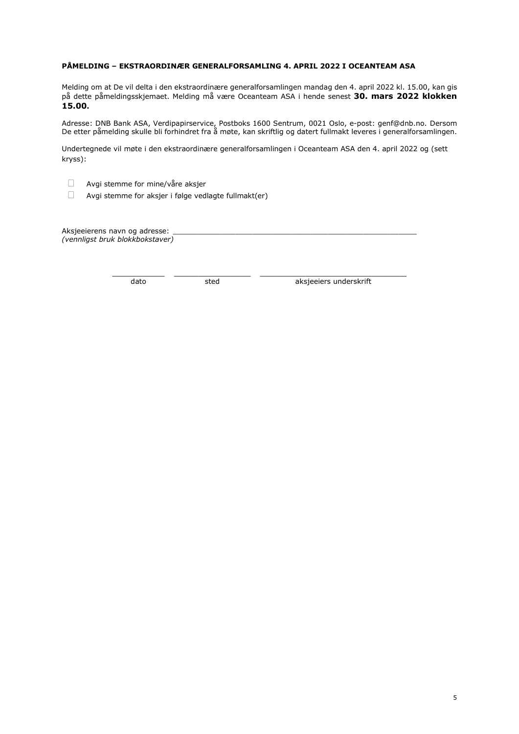**PÅMELDING – EKSTRAORDINÆR GENERALFORSAMLING 4. APRIL 2022 I OCEANTEAM ASA**

Melding om at De vil delta i den ekstraordinære generalforsamlingen mandag den 4. april 2022 kl. 15.00, kan gis på dette påmeldingsskjemaet. Melding må være Oceanteam ASA i hende senest **30. mars 2022 klokken 15.00.**

Adresse: DNB Bank ASA, Verdipapirservice, Postboks 1600 Sentrum, 0021 Oslo, e-post: genf@dnb.no. Dersom De etter påmelding skulle bli forhindret fra å møte, kan skriftlig og datert fullmakt leveres i generalforsamlingen.

Undertegnede vil møte i den ekstraordinære generalforsamlingen i Oceanteam ASA den 4. april 2022 og (sett kryss):

- ☐ Avgi stemme for mine/våre aksjer
- ☐ Avgi stemme for aksjer i følge vedlagte fullmakt(er)

Aksjeeierens navn og adresse: ________________________________________________________
*(vennligst bruk blokkbokstaver)*

| ____________ | __________________ | __________________________________ |
|---|---|---|
| dato | sted | aksjeeiers underskrift |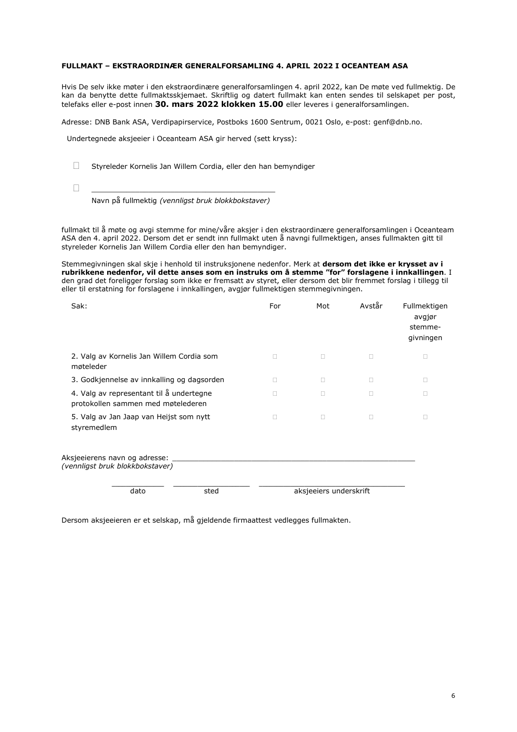**FULLMAKT – EKSTRAORDINÆR GENERALFORSAMLING 4. APRIL 2022 I OCEANTEAM ASA**

Hvis De selv ikke møter i den ekstraordinære generalforsamlingen 4. april 2022, kan De møte ved fullmektig. De kan da benytte dette fullmaktsskjemaet. Skriftlig og datert fullmakt kan enten sendes til selskapet per post, telefaks eller e-post innen **30. mars 2022 klokken 15.00** eller leveres i generalforsamlingen.

Adresse: DNB Bank ASA, Verdipapirservice, Postboks 1600 Sentrum, 0021 Oslo, e-post: genf@dnb.no.

Undertegnede aksjeeier i Oceanteam ASA gir herved (sett kryss):

☐ Styreleder Kornelis Jan Willem Cordia, eller den han bemyndiger

☐ ________________________________________
Navn på fullmektig *(vennligst bruk blokkbokstaver)*

fullmakt til å møte og avgi stemme for mine/våre aksjer i den ekstraordinære generalforsamlingen i Oceanteam ASA den 4. april 2022. Dersom det er sendt inn fullmakt uten å navngi fullmektigen, anses fullmakten gitt til styreleder Kornelis Jan Willem Cordia eller den han bemyndiger.

Stemmegivningen skal skje i henhold til instruksjonene nedenfor. Merk at **dersom det ikke er krysset av i rubrikkene nedenfor, vil dette anses som en instruks om å stemme "for" forslagene i innkallingen**. I den grad det foreligger forslag som ikke er fremsatt av styret, eller dersom det blir fremmet forslag i tillegg til eller til erstatning for forslagene i innkallingen, avgjør fullmektigen stemmegivningen.

| Sak: | For | Mot | Avstår | Fullmektigen avgjør stemme-givningen |
|---|---|---|---|---|
| 2. Valg av Kornelis Jan Willem Cordia som møteleder | ☐ | ☐ | ☐ | ☐ |
| 3. Godkjennelse av innkalling og dagsorden | ☐ | ☐ | ☐ | ☐ |
| 4. Valg av representant til å undertegne protokollen sammen med møtelederen | ☐ | ☐ | ☐ | ☐ |
| 5. Valg av Jan Jaap van Heijst som nytt styremedlem | ☐ | ☐ | ☐ | ☐ |

Aksjeeierens navn og adresse: ________________________________________
*(vennligst bruk blokkbokstaver)*

____________ ________________ ______________________________
dato sted aksjeeiers underskrift

Dersom aksjeeieren er et selskap, må gjeldende firmaattest vedlegges fullmakten.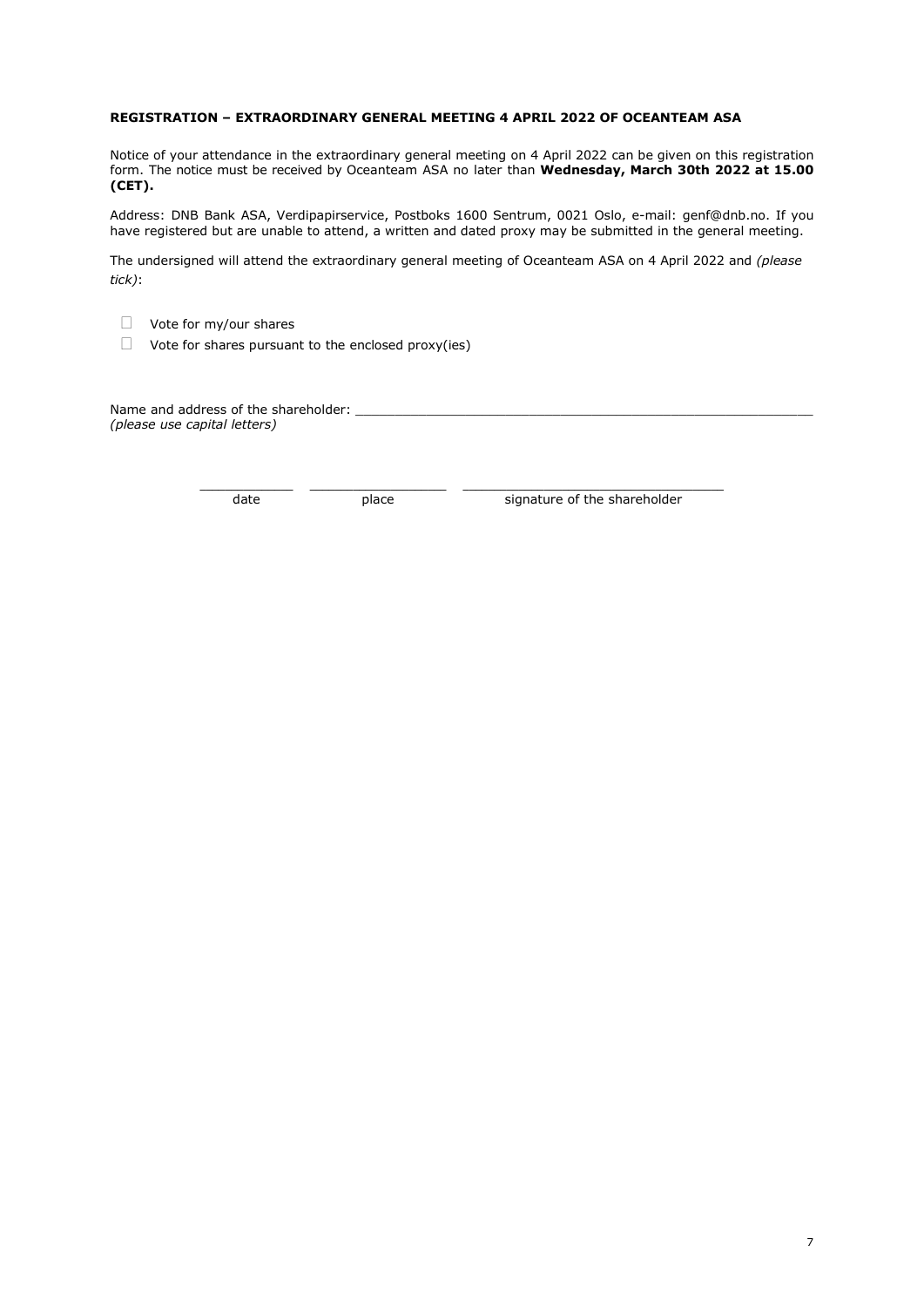**REGISTRATION – EXTRAORDINARY GENERAL MEETING 4 APRIL 2022 OF OCEANTEAM ASA**

Notice of your attendance in the extraordinary general meeting on 4 April 2022 can be given on this registration form. The notice must be received by Oceanteam ASA no later than **Wednesday, March 30th 2022 at 15.00 (CET).**

Address: DNB Bank ASA, Verdipapirservice, Postboks 1600 Sentrum, 0021 Oslo, e-mail: genf@dnb.no. If you have registered but are unable to attend, a written and dated proxy may be submitted in the general meeting.

The undersigned will attend the extraordinary general meeting of Oceanteam ASA on 4 April 2022 and *(please tick)*:

- ☐ Vote for my/our shares
- ☐ Vote for shares pursuant to the enclosed proxy(ies)

Name and address of the shareholder: ___________________________________________________________
*(please use capital letters)*

____________ __________________ __________________________________
date place signature of the shareholder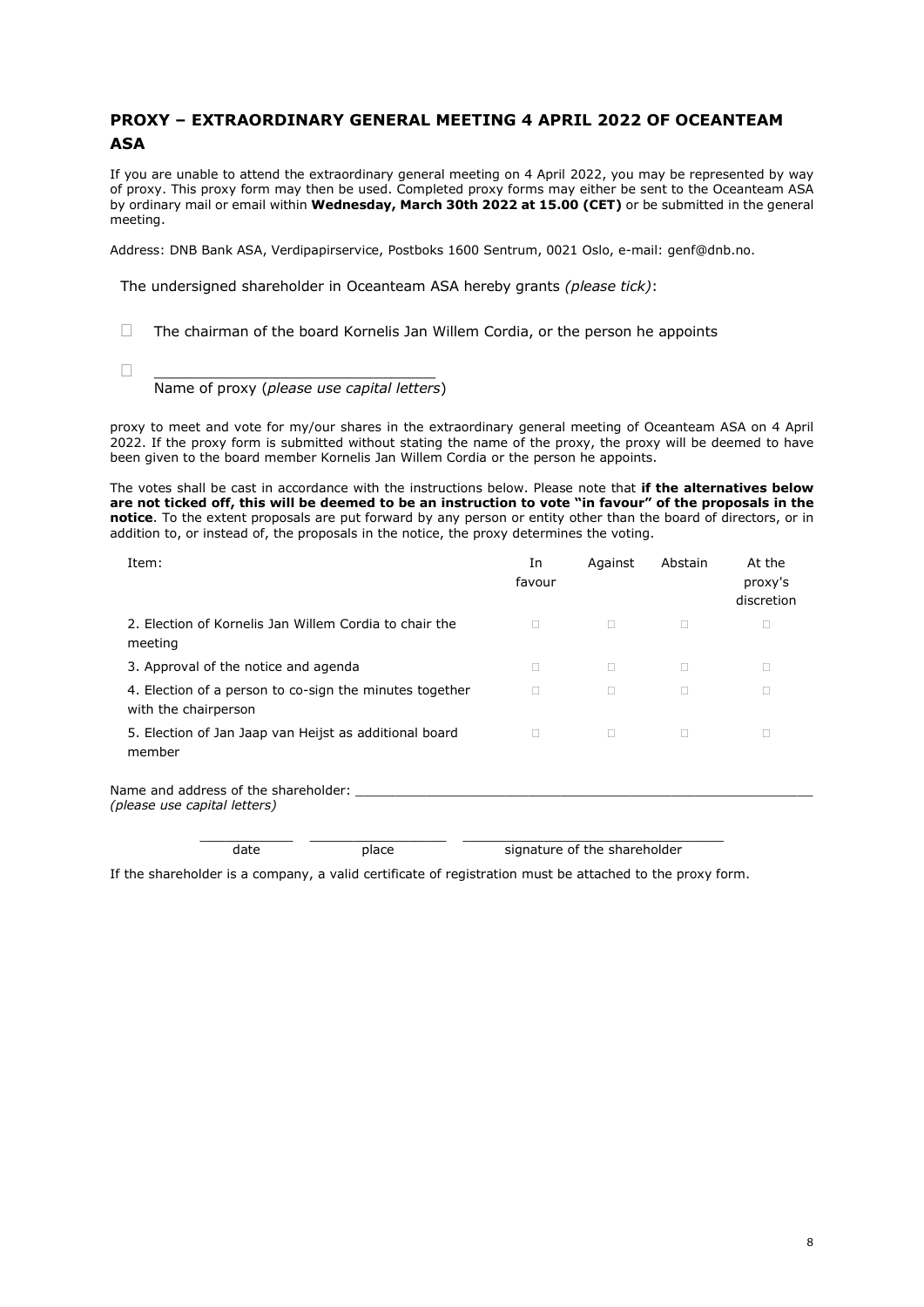## PROXY – EXTRAORDINARY GENERAL MEETING 4 APRIL 2022 OF OCEANTEAM ASA

If you are unable to attend the extraordinary general meeting on 4 April 2022, you may be represented by way of proxy. This proxy form may then be used. Completed proxy forms may either be sent to the Oceanteam ASA by ordinary mail or email within **Wednesday, March 30th 2022 at 15.00 (CET)** or be submitted in the general meeting.

Address: DNB Bank ASA, Verdipapirservice, Postboks 1600 Sentrum, 0021 Oslo, e-mail: genf@dnb.no.

The undersigned shareholder in Oceanteam ASA hereby grants *(please tick)*:

☐ The chairman of the board Kornelis Jan Willem Cordia, or the person he appoints

☐ ________________________________
Name of proxy (*please use capital letters*)

proxy to meet and vote for my/our shares in the extraordinary general meeting of Oceanteam ASA on 4 April 2022. If the proxy form is submitted without stating the name of the proxy, the proxy will be deemed to have been given to the board member Kornelis Jan Willem Cordia or the person he appoints.

The votes shall be cast in accordance with the instructions below. Please note that **if the alternatives below are not ticked off, this will be deemed to be an instruction to vote "in favour" of the proposals in the notice**. To the extent proposals are put forward by any person or entity other than the board of directors, or in addition to, or instead of, the proposals in the notice, the proxy determines the voting.

| Item: | In favour | Against | Abstain | At the proxy's discretion |
|---|---|---|---|---|
| 2. Election of Kornelis Jan Willem Cordia to chair the meeting | ☐ | ☐ | ☐ | ☐ |
| 3. Approval of the notice and agenda | ☐ | ☐ | ☐ | ☐ |
| 4. Election of a person to co-sign the minutes together with the chairperson | ☐ | ☐ | ☐ | ☐ |
| 5. Election of Jan Jaap van Heijst as additional board member | ☐ | ☐ | ☐ | ☐ |

Name and address of the shareholder: ____________________________________________________________
*(please use capital letters)*

____________ ________________ _________________________________
date place signature of the shareholder

If the shareholder is a company, a valid certificate of registration must be attached to the proxy form.